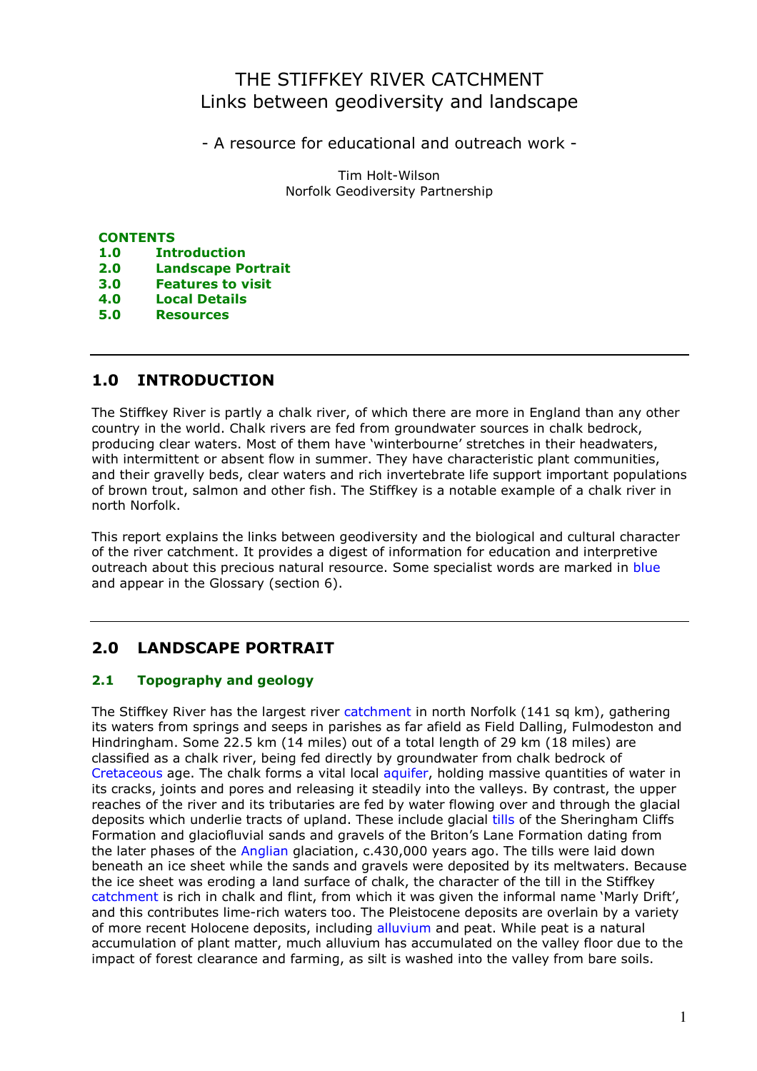# THE STIFFKEY RIVER CATCHMENT
## Links between geodiversity and landscape

- A resource for educational and outreach work -

Tim Holt-Wilson
Norfolk Geodiversity Partnership

**CONTENTS**

**1.0 Introduction**
**2.0 Landscape Portrait**
**3.0 Features to visit**
**4.0 Local Details**
**5.0 Resources**

---

## 1.0 INTRODUCTION

The Stiffkey River is partly a chalk river, of which there are more in England than any other country in the world. Chalk rivers are fed from groundwater sources in chalk bedrock, producing clear waters. Most of them have 'winterbourne' stretches in their headwaters, with intermittent or absent flow in summer. They have characteristic plant communities, and their gravelly beds, clear waters and rich invertebrate life support important populations of brown trout, salmon and other fish. The Stiffkey is a notable example of a chalk river in north Norfolk.

This report explains the links between geodiversity and the biological and cultural character of the river catchment. It provides a digest of information for education and interpretive outreach about this precious natural resource. Some specialist words are marked in blue and appear in the Glossary (section 6).

---

## 2.0 LANDSCAPE PORTRAIT

### 2.1 Topography and geology

The Stiffkey River has the largest river catchment in north Norfolk (141 sq km), gathering its waters from springs and seeps in parishes as far afield as Field Dalling, Fulmodeston and Hindringham. Some 22.5 km (14 miles) out of a total length of 29 km (18 miles) are classified as a chalk river, being fed directly by groundwater from chalk bedrock of Cretaceous age. The chalk forms a vital local aquifer, holding massive quantities of water in its cracks, joints and pores and releasing it steadily into the valleys. By contrast, the upper reaches of the river and its tributaries are fed by water flowing over and through the glacial deposits which underlie tracts of upland. These include glacial tills of the Sheringham Cliffs Formation and glaciofluvial sands and gravels of the Briton's Lane Formation dating from the later phases of the Anglian glaciation, c.430,000 years ago. The tills were laid down beneath an ice sheet while the sands and gravels were deposited by its meltwaters. Because the ice sheet was eroding a land surface of chalk, the character of the till in the Stiffkey catchment is rich in chalk and flint, from which it was given the informal name 'Marly Drift', and this contributes lime-rich waters too. The Pleistocene deposits are overlain by a variety of more recent Holocene deposits, including alluvium and peat. While peat is a natural accumulation of plant matter, much alluvium has accumulated on the valley floor due to the impact of forest clearance and farming, as silt is washed into the valley from bare soils.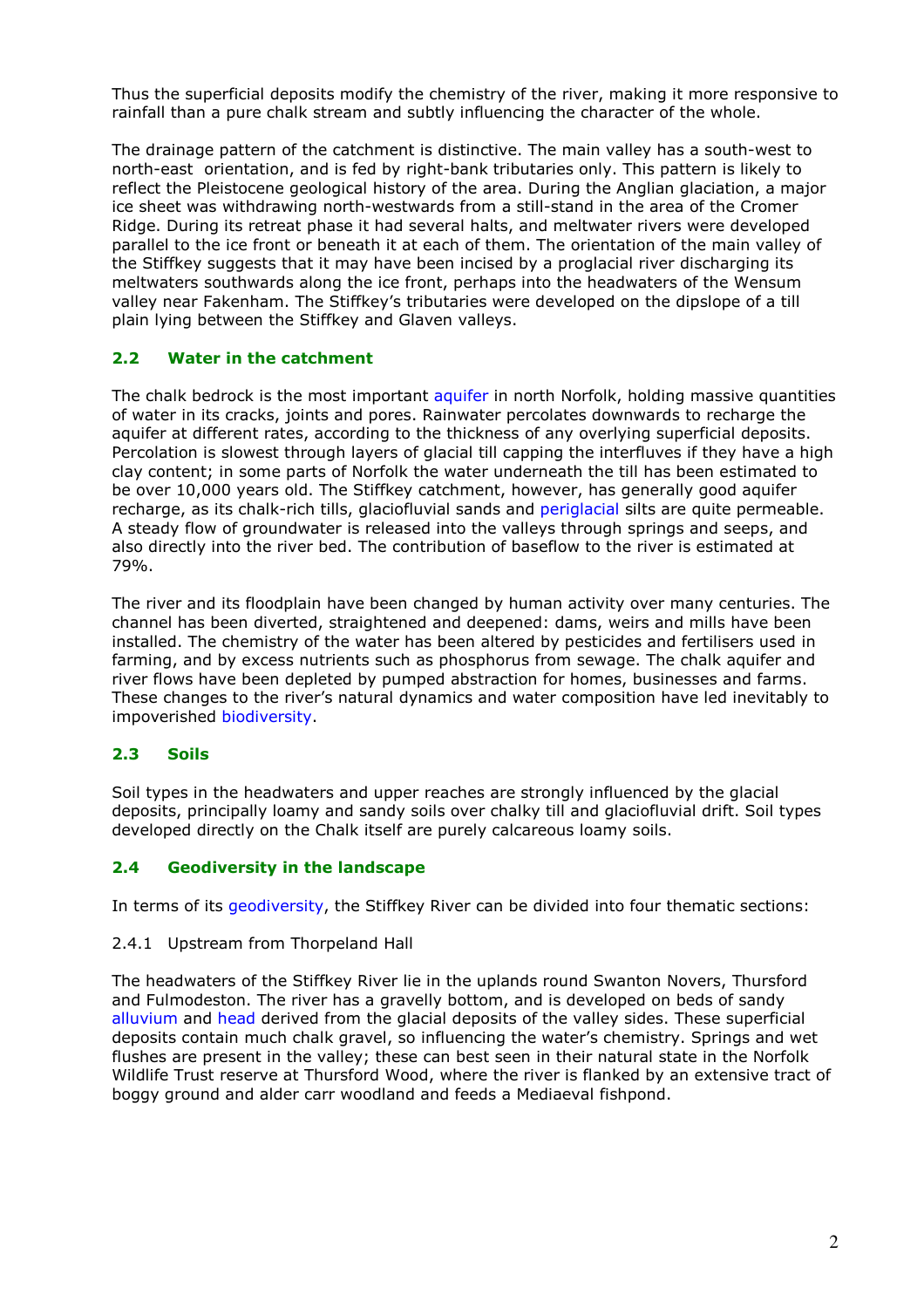Thus the superficial deposits modify the chemistry of the river, making it more responsive to rainfall than a pure chalk stream and subtly influencing the character of the whole.

The drainage pattern of the catchment is distinctive. The main valley has a south-west to north-east orientation, and is fed by right-bank tributaries only. This pattern is likely to reflect the Pleistocene geological history of the area. During the Anglian glaciation, a major ice sheet was withdrawing north-westwards from a still-stand in the area of the Cromer Ridge. During its retreat phase it had several halts, and meltwater rivers were developed parallel to the ice front or beneath it at each of them. The orientation of the main valley of the Stiffkey suggests that it may have been incised by a proglacial river discharging its meltwaters southwards along the ice front, perhaps into the headwaters of the Wensum valley near Fakenham. The Stiffkey's tributaries were developed on the dipslope of a till plain lying between the Stiffkey and Glaven valleys.

## 2.2 Water in the catchment

The chalk bedrock is the most important aquifer in north Norfolk, holding massive quantities of water in its cracks, joints and pores. Rainwater percolates downwards to recharge the aquifer at different rates, according to the thickness of any overlying superficial deposits. Percolation is slowest through layers of glacial till capping the interfluves if they have a high clay content; in some parts of Norfolk the water underneath the till has been estimated to be over 10,000 years old. The Stiffkey catchment, however, has generally good aquifer recharge, as its chalk-rich tills, glaciofluvial sands and periglacial silts are quite permeable. A steady flow of groundwater is released into the valleys through springs and seeps, and also directly into the river bed. The contribution of baseflow to the river is estimated at 79%.

The river and its floodplain have been changed by human activity over many centuries. The channel has been diverted, straightened and deepened: dams, weirs and mills have been installed. The chemistry of the water has been altered by pesticides and fertilisers used in farming, and by excess nutrients such as phosphorus from sewage. The chalk aquifer and river flows have been depleted by pumped abstraction for homes, businesses and farms. These changes to the river's natural dynamics and water composition have led inevitably to impoverished biodiversity.

## 2.3 Soils

Soil types in the headwaters and upper reaches are strongly influenced by the glacial deposits, principally loamy and sandy soils over chalky till and glaciofluvial drift. Soil types developed directly on the Chalk itself are purely calcareous loamy soils.

## 2.4 Geodiversity in the landscape

In terms of its geodiversity, the Stiffkey River can be divided into four thematic sections:

### 2.4.1 Upstream from Thorpeland Hall

The headwaters of the Stiffkey River lie in the uplands round Swanton Novers, Thursford and Fulmodeston. The river has a gravelly bottom, and is developed on beds of sandy alluvium and head derived from the glacial deposits of the valley sides. These superficial deposits contain much chalk gravel, so influencing the water's chemistry. Springs and wet flushes are present in the valley; these can best seen in their natural state in the Norfolk Wildlife Trust reserve at Thursford Wood, where the river is flanked by an extensive tract of boggy ground and alder carr woodland and feeds a Mediaeval fishpond.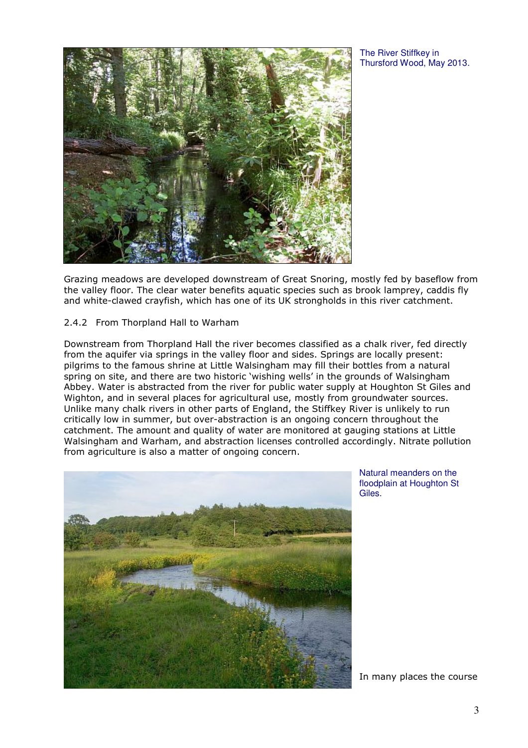The River Stiffkey in Thursford Wood, May 2013.

Grazing meadows are developed downstream of Great Snoring, mostly fed by baseflow from the valley floor. The clear water benefits aquatic species such as brook lamprey, caddis fly and white-clawed crayfish, which has one of its UK strongholds in this river catchment.

### 2.4.2 From Thorpland Hall to Warham

Downstream from Thorpland Hall the river becomes classified as a chalk river, fed directly from the aquifer via springs in the valley floor and sides. Springs are locally present: pilgrims to the famous shrine at Little Walsingham may fill their bottles from a natural spring on site, and there are two historic 'wishing wells' in the grounds of Walsingham Abbey. Water is abstracted from the river for public water supply at Houghton St Giles and Wighton, and in several places for agricultural use, mostly from groundwater sources. Unlike many chalk rivers in other parts of England, the Stiffkey River is unlikely to run critically low in summer, but over-abstraction is an ongoing concern throughout the catchment. The amount and quality of water are monitored at gauging stations at Little Walsingham and Warham, and abstraction licenses controlled accordingly. Nitrate pollution from agriculture is also a matter of ongoing concern.

Natural meanders on the floodplain at Houghton St Giles.

In many places the course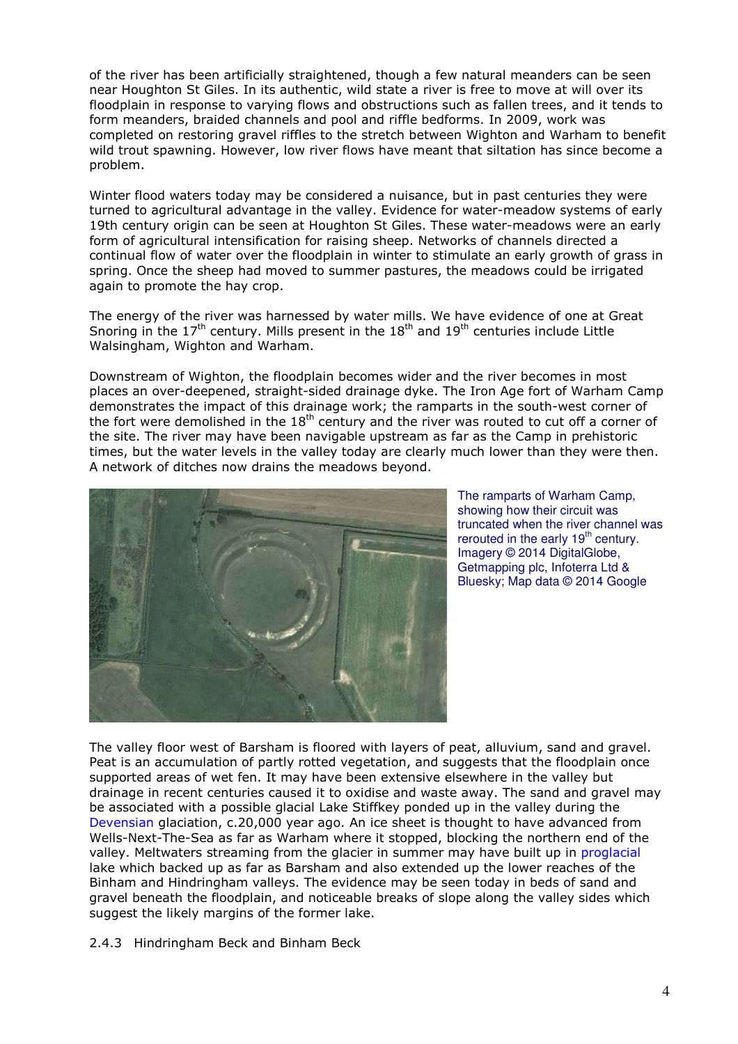of the river has been artificially straightened, though a few natural meanders can be seen near Houghton St Giles. In its authentic, wild state a river is free to move at will over its floodplain in response to varying flows and obstructions such as fallen trees, and it tends to form meanders, braided channels and pool and riffle bedforms. In 2009, work was completed on restoring gravel riffles to the stretch between Wighton and Warham to benefit wild trout spawning. However, low river flows have meant that siltation has since become a problem.

Winter flood waters today may be considered a nuisance, but in past centuries they were turned to agricultural advantage in the valley. Evidence for water-meadow systems of early 19th century origin can be seen at Houghton St Giles. These water-meadows were an early form of agricultural intensification for raising sheep. Networks of channels directed a continual flow of water over the floodplain in winter to stimulate an early growth of grass in spring. Once the sheep had moved to summer pastures, the meadows could be irrigated again to promote the hay crop.

The energy of the river was harnessed by water mills. We have evidence of one at Great Snoring in the 17th century. Mills present in the 18th and 19th centuries include Little Walsingham, Wighton and Warham.

Downstream of Wighton, the floodplain becomes wider and the river becomes in most places an over-deepened, straight-sided drainage dyke. The Iron Age fort of Warham Camp demonstrates the impact of this drainage work; the ramparts in the south-west corner of the fort were demolished in the 18th century and the river was routed to cut off a corner of the site. The river may have been navigable upstream as far as the Camp in prehistoric times, but the water levels in the valley today are clearly much lower than they were then. A network of ditches now drains the meadows beyond.

The ramparts of Warham Camp, showing how their circuit was truncated when the river channel was rerouted in the early 19th century. Imagery © 2014 DigitalGlobe, Getmapping plc, Infoterra Ltd & Bluesky; Map data © 2014 Google

The valley floor west of Barsham is floored with layers of peat, alluvium, sand and gravel. Peat is an accumulation of partly rotted vegetation, and suggests that the floodplain once supported areas of wet fen. It may have been extensive elsewhere in the valley but drainage in recent centuries caused it to oxidise and waste away. The sand and gravel may be associated with a possible glacial Lake Stiffkey ponded up in the valley during the Devensian glaciation, c.20,000 year ago. An ice sheet is thought to have advanced from Wells-Next-The-Sea as far as Warham where it stopped, blocking the northern end of the valley. Meltwaters streaming from the glacier in summer may have built up in proglacial lake which backed up as far as Barsham and also extended up the lower reaches of the Binham and Hindringham valleys. The evidence may be seen today in beds of sand and gravel beneath the floodplain, and noticeable breaks of slope along the valley sides which suggest the likely margins of the former lake.

2.4.3 Hindringham Beck and Binham Beck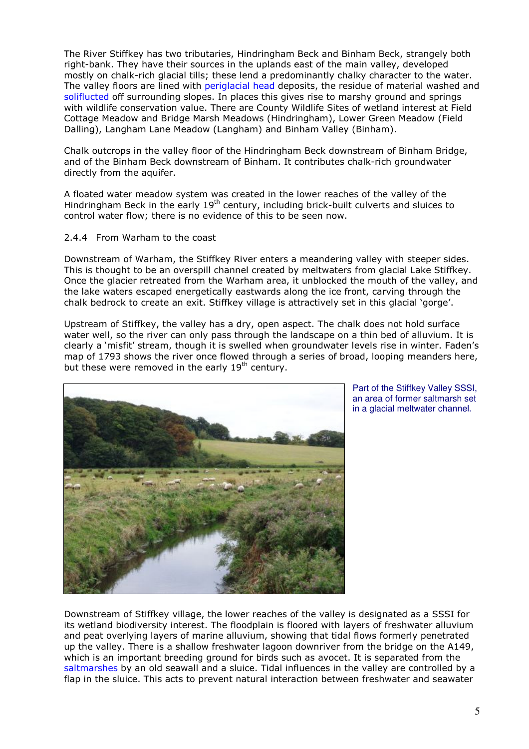The River Stiffkey has two tributaries, Hindringham Beck and Binham Beck, strangely both right-bank. They have their sources in the uplands east of the main valley, developed mostly on chalk-rich glacial tills; these lend a predominantly chalky character to the water. The valley floors are lined with periglacial head deposits, the residue of material washed and soliflucted off surrounding slopes. In places this gives rise to marshy ground and springs with wildlife conservation value. There are County Wildlife Sites of wetland interest at Field Cottage Meadow and Bridge Marsh Meadows (Hindringham), Lower Green Meadow (Field Dalling), Langham Lane Meadow (Langham) and Binham Valley (Binham).

Chalk outcrops in the valley floor of the Hindringham Beck downstream of Binham Bridge, and of the Binham Beck downstream of Binham. It contributes chalk-rich groundwater directly from the aquifer.

A floated water meadow system was created in the lower reaches of the valley of the Hindringham Beck in the early 19th century, including brick-built culverts and sluices to control water flow; there is no evidence of this to be seen now.

### 2.4.4 From Warham to the coast

Downstream of Warham, the Stiffkey River enters a meandering valley with steeper sides. This is thought to be an overspill channel created by meltwaters from glacial Lake Stiffkey. Once the glacier retreated from the Warham area, it unblocked the mouth of the valley, and the lake waters escaped energetically eastwards along the ice front, carving through the chalk bedrock to create an exit. Stiffkey village is attractively set in this glacial 'gorge'.

Upstream of Stiffkey, the valley has a dry, open aspect. The chalk does not hold surface water well, so the river can only pass through the landscape on a thin bed of alluvium. It is clearly a 'misfit' stream, though it is swelled when groundwater levels rise in winter. Faden's map of 1793 shows the river once flowed through a series of broad, looping meanders here, but these were removed in the early 19th century.

Part of the Stiffkey Valley SSSI, an area of former saltmarsh set in a glacial meltwater channel.

Downstream of Stiffkey village, the lower reaches of the valley is designated as a SSSI for its wetland biodiversity interest. The floodplain is floored with layers of freshwater alluvium and peat overlying layers of marine alluvium, showing that tidal flows formerly penetrated up the valley. There is a shallow freshwater lagoon downriver from the bridge on the A149, which is an important breeding ground for birds such as avocet. It is separated from the saltmarshes by an old seawall and a sluice. Tidal influences in the valley are controlled by a flap in the sluice. This acts to prevent natural interaction between freshwater and seawater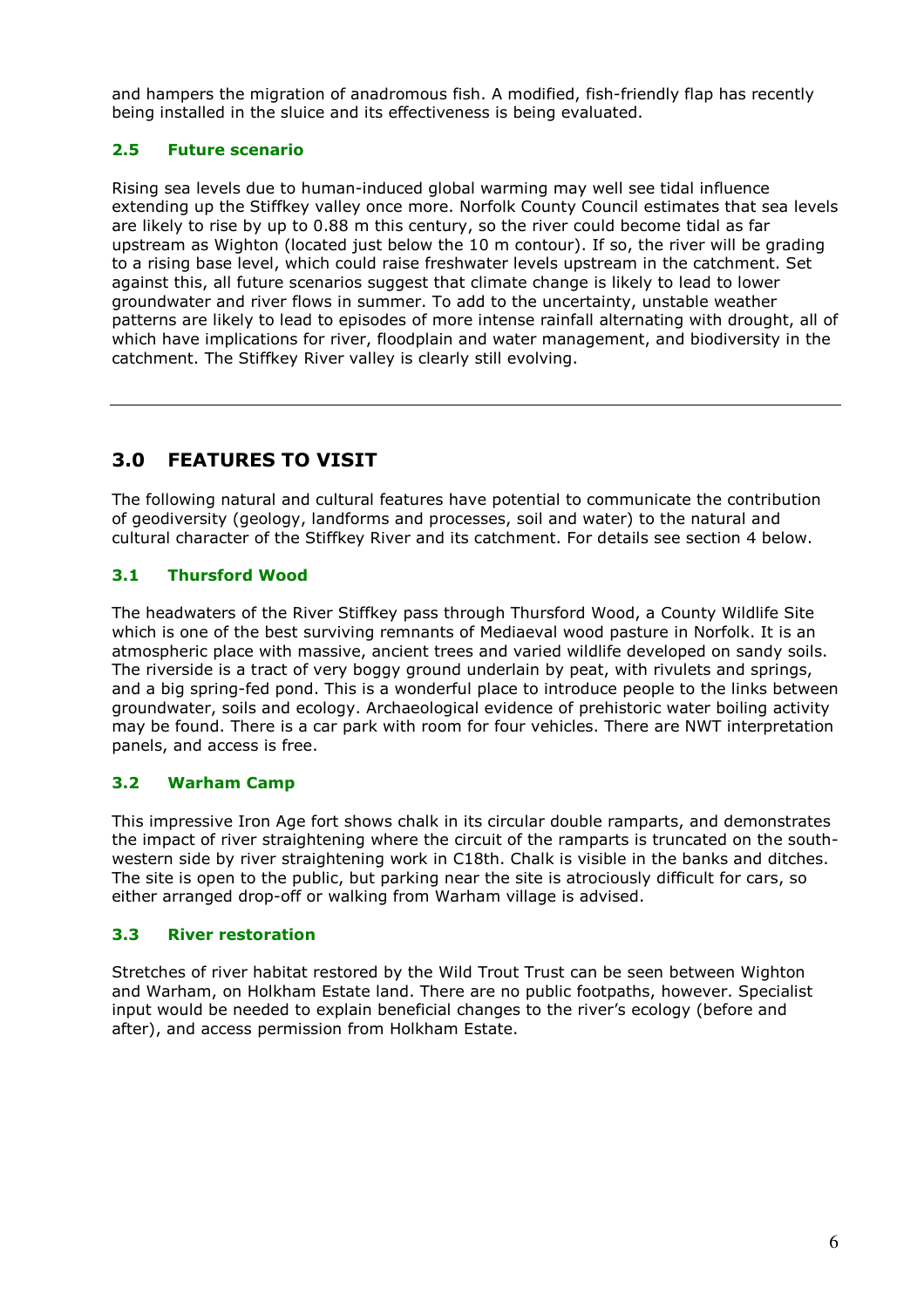and hampers the migration of anadromous fish. A modified, fish-friendly flap has recently being installed in the sluice and its effectiveness is being evaluated.

### 2.5 Future scenario

Rising sea levels due to human-induced global warming may well see tidal influence extending up the Stiffkey valley once more. Norfolk County Council estimates that sea levels are likely to rise by up to 0.88 m this century, so the river could become tidal as far upstream as Wighton (located just below the 10 m contour). If so, the river will be grading to a rising base level, which could raise freshwater levels upstream in the catchment. Set against this, all future scenarios suggest that climate change is likely to lead to lower groundwater and river flows in summer. To add to the uncertainty, unstable weather patterns are likely to lead to episodes of more intense rainfall alternating with drought, all of which have implications for river, floodplain and water management, and biodiversity in the catchment. The Stiffkey River valley is clearly still evolving.

---

## 3.0 FEATURES TO VISIT

The following natural and cultural features have potential to communicate the contribution of geodiversity (geology, landforms and processes, soil and water) to the natural and cultural character of the Stiffkey River and its catchment. For details see section 4 below.

### 3.1 Thursford Wood

The headwaters of the River Stiffkey pass through Thursford Wood, a County Wildlife Site which is one of the best surviving remnants of Mediaeval wood pasture in Norfolk. It is an atmospheric place with massive, ancient trees and varied wildlife developed on sandy soils. The riverside is a tract of very boggy ground underlain by peat, with rivulets and springs, and a big spring-fed pond. This is a wonderful place to introduce people to the links between groundwater, soils and ecology. Archaeological evidence of prehistoric water boiling activity may be found. There is a car park with room for four vehicles. There are NWT interpretation panels, and access is free.

### 3.2 Warham Camp

This impressive Iron Age fort shows chalk in its circular double ramparts, and demonstrates the impact of river straightening where the circuit of the ramparts is truncated on the south-western side by river straightening work in C18th. Chalk is visible in the banks and ditches. The site is open to the public, but parking near the site is atrociously difficult for cars, so either arranged drop-off or walking from Warham village is advised.

### 3.3 River restoration

Stretches of river habitat restored by the Wild Trout Trust can be seen between Wighton and Warham, on Holkham Estate land. There are no public footpaths, however. Specialist input would be needed to explain beneficial changes to the river's ecology (before and after), and access permission from Holkham Estate.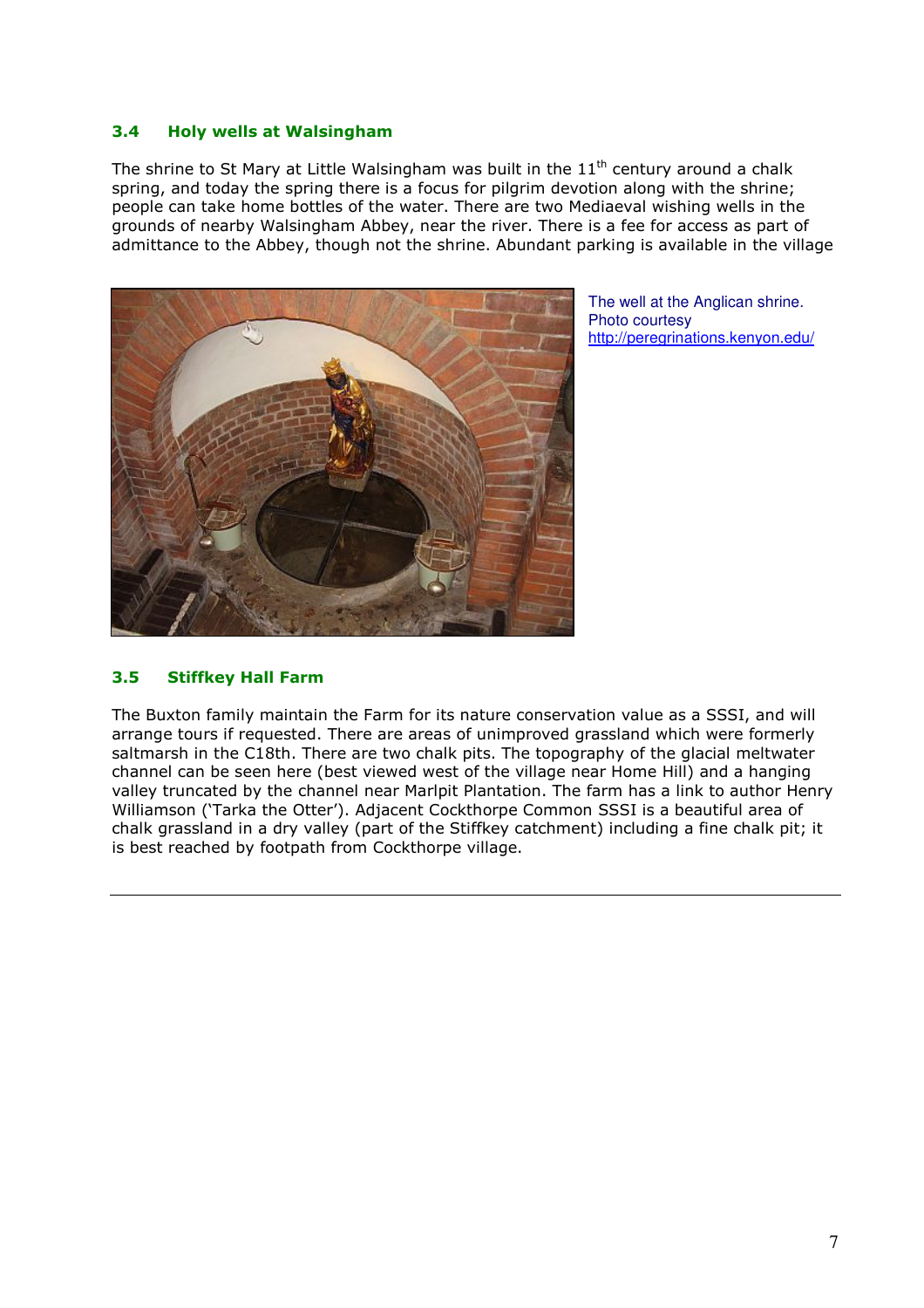### 3.4 Holy wells at Walsingham

The shrine to St Mary at Little Walsingham was built in the 11th century around a chalk spring, and today the spring there is a focus for pilgrim devotion along with the shrine; people can take home bottles of the water. There are two Mediaeval wishing wells in the grounds of nearby Walsingham Abbey, near the river. There is a fee for access as part of admittance to the Abbey, though not the shrine. Abundant parking is available in the village

The well at the Anglican shrine. Photo courtesy http://peregrinations.kenyon.edu/

### 3.5 Stiffkey Hall Farm

The Buxton family maintain the Farm for its nature conservation value as a SSSI, and will arrange tours if requested. There are areas of unimproved grassland which were formerly saltmarsh in the C18th. There are two chalk pits. The topography of the glacial meltwater channel can be seen here (best viewed west of the village near Home Hill) and a hanging valley truncated by the channel near Marlpit Plantation. The farm has a link to author Henry Williamson ('Tarka the Otter'). Adjacent Cockthorpe Common SSSI is a beautiful area of chalk grassland in a dry valley (part of the Stiffkey catchment) including a fine chalk pit; it is best reached by footpath from Cockthorpe village.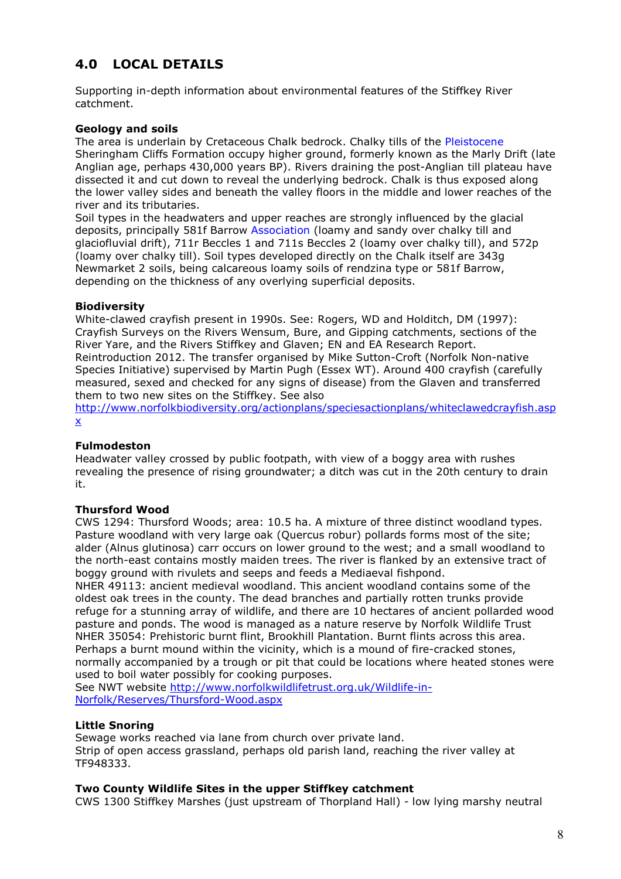## 4.0 LOCAL DETAILS

Supporting in-depth information about environmental features of the Stiffkey River catchment.

**Geology and soils**

The area is underlain by Cretaceous Chalk bedrock. Chalky tills of the Pleistocene Sheringham Cliffs Formation occupy higher ground, formerly known as the Marly Drift (late Anglian age, perhaps 430,000 years BP). Rivers draining the post-Anglian till plateau have dissected it and cut down to reveal the underlying bedrock. Chalk is thus exposed along the lower valley sides and beneath the valley floors in the middle and lower reaches of the river and its tributaries.

Soil types in the headwaters and upper reaches are strongly influenced by the glacial deposits, principally 581f Barrow Association (loamy and sandy over chalky till and glaciofluvial drift), 711r Beccles 1 and 711s Beccles 2 (loamy over chalky till), and 572p (loamy over chalky till). Soil types developed directly on the Chalk itself are 343g Newmarket 2 soils, being calcareous loamy soils of rendzina type or 581f Barrow, depending on the thickness of any overlying superficial deposits.

**Biodiversity**

White-clawed crayfish present in 1990s. See: Rogers, WD and Holditch, DM (1997): Crayfish Surveys on the Rivers Wensum, Bure, and Gipping catchments, sections of the River Yare, and the Rivers Stiffkey and Glaven; EN and EA Research Report. Reintroduction 2012. The transfer organised by Mike Sutton-Croft (Norfolk Non-native Species Initiative) supervised by Martin Pugh (Essex WT). Around 400 crayfish (carefully measured, sexed and checked for any signs of disease) from the Glaven and transferred them to two new sites on the Stiffkey. See also http://www.norfolkbiodiversity.org/actionplans/speciesactionplans/whiteclawedcrayfish.aspx

**Fulmodeston**

Headwater valley crossed by public footpath, with view of a boggy area with rushes revealing the presence of rising groundwater; a ditch was cut in the 20th century to drain it.

**Thursford Wood**

CWS 1294: Thursford Woods; area: 10.5 ha. A mixture of three distinct woodland types. Pasture woodland with very large oak (Quercus robur) pollards forms most of the site; alder (Alnus glutinosa) carr occurs on lower ground to the west; and a small woodland to the north-east contains mostly maiden trees. The river is flanked by an extensive tract of boggy ground with rivulets and seeps and feeds a Mediaeval fishpond.

NHER 49113: ancient medieval woodland. This ancient woodland contains some of the oldest oak trees in the county. The dead branches and partially rotten trunks provide refuge for a stunning array of wildlife, and there are 10 hectares of ancient pollarded wood pasture and ponds. The wood is managed as a nature reserve by Norfolk Wildlife Trust

NHER 35054: Prehistoric burnt flint, Brookhill Plantation. Burnt flints across this area. Perhaps a burnt mound within the vicinity, which is a mound of fire-cracked stones, normally accompanied by a trough or pit that could be locations where heated stones were used to boil water possibly for cooking purposes.

See NWT website http://www.norfolkwildlifetrust.org.uk/Wildlife-in-Norfolk/Reserves/Thursford-Wood.aspx

**Little Snoring**

Sewage works reached via lane from church over private land.

Strip of open access grassland, perhaps old parish land, reaching the river valley at TF948333.

**Two County Wildlife Sites in the upper Stiffkey catchment**

CWS 1300 Stiffkey Marshes (just upstream of Thorpland Hall) - low lying marshy neutral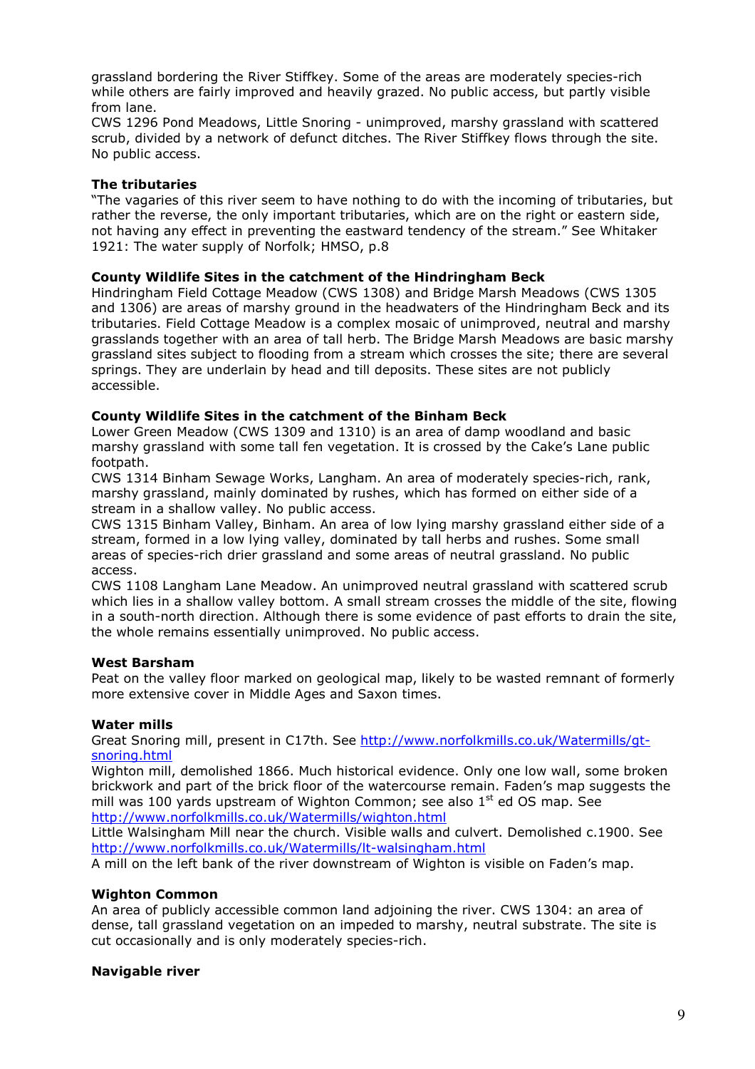grassland bordering the River Stiffkey. Some of the areas are moderately species-rich while others are fairly improved and heavily grazed. No public access, but partly visible from lane.
CWS 1296 Pond Meadows, Little Snoring - unimproved, marshy grassland with scattered scrub, divided by a network of defunct ditches. The River Stiffkey flows through the site. No public access.

**The tributaries**

"The vagaries of this river seem to have nothing to do with the incoming of tributaries, but rather the reverse, the only important tributaries, which are on the right or eastern side, not having any effect in preventing the eastward tendency of the stream." See Whitaker 1921: The water supply of Norfolk; HMSO, p.8

**County Wildlife Sites in the catchment of the Hindringham Beck**

Hindringham Field Cottage Meadow (CWS 1308) and Bridge Marsh Meadows (CWS 1305 and 1306) are areas of marshy ground in the headwaters of the Hindringham Beck and its tributaries. Field Cottage Meadow is a complex mosaic of unimproved, neutral and marshy grasslands together with an area of tall herb. The Bridge Marsh Meadows are basic marshy grassland sites subject to flooding from a stream which crosses the site; there are several springs. They are underlain by head and till deposits. These sites are not publicly accessible.

**County Wildlife Sites in the catchment of the Binham Beck**

Lower Green Meadow (CWS 1309 and 1310) is an area of damp woodland and basic marshy grassland with some tall fen vegetation. It is crossed by the Cake's Lane public footpath.
CWS 1314 Binham Sewage Works, Langham. An area of moderately species-rich, rank, marshy grassland, mainly dominated by rushes, which has formed on either side of a stream in a shallow valley. No public access.
CWS 1315 Binham Valley, Binham. An area of low lying marshy grassland either side of a stream, formed in a low lying valley, dominated by tall herbs and rushes. Some small areas of species-rich drier grassland and some areas of neutral grassland. No public access.
CWS 1108 Langham Lane Meadow. An unimproved neutral grassland with scattered scrub which lies in a shallow valley bottom. A small stream crosses the middle of the site, flowing in a south-north direction. Although there is some evidence of past efforts to drain the site, the whole remains essentially unimproved. No public access.

**West Barsham**

Peat on the valley floor marked on geological map, likely to be wasted remnant of formerly more extensive cover in Middle Ages and Saxon times.

**Water mills**

Great Snoring mill, present in C17th. See http://www.norfolkmills.co.uk/Watermills/gt-snoring.html
Wighton mill, demolished 1866. Much historical evidence. Only one low wall, some broken brickwork and part of the brick floor of the watercourse remain. Faden's map suggests the mill was 100 yards upstream of Wighton Common; see also 1st ed OS map. See http://www.norfolkmills.co.uk/Watermills/wighton.html
Little Walsingham Mill near the church. Visible walls and culvert. Demolished c.1900. See http://www.norfolkmills.co.uk/Watermills/lt-walsingham.html
A mill on the left bank of the river downstream of Wighton is visible on Faden's map.

**Wighton Common**

An area of publicly accessible common land adjoining the river. CWS 1304: an area of dense, tall grassland vegetation on an impeded to marshy, neutral substrate. The site is cut occasionally and is only moderately species-rich.

**Navigable river**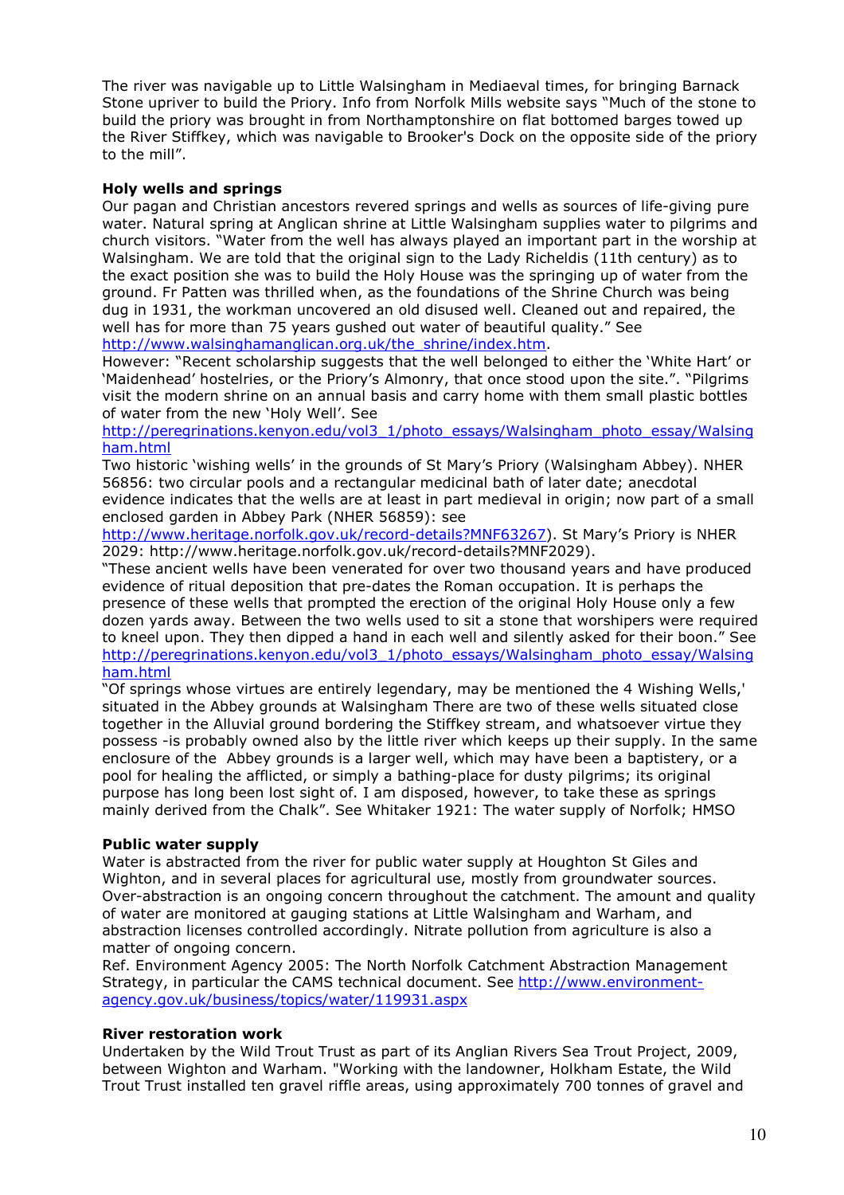The river was navigable up to Little Walsingham in Mediaeval times, for bringing Barnack Stone upriver to build the Priory. Info from Norfolk Mills website says "Much of the stone to build the priory was brought in from Northamptonshire on flat bottomed barges towed up the River Stiffkey, which was navigable to Brooker's Dock on the opposite side of the priory to the mill".

**Holy wells and springs**

Our pagan and Christian ancestors revered springs and wells as sources of life-giving pure water. Natural spring at Anglican shrine at Little Walsingham supplies water to pilgrims and church visitors. "Water from the well has always played an important part in the worship at Walsingham. We are told that the original sign to the Lady Richeldis (11th century) as to the exact position she was to build the Holy House was the springing up of water from the ground. Fr Patten was thrilled when, as the foundations of the Shrine Church was being dug in 1931, the workman uncovered an old disused well. Cleaned out and repaired, the well has for more than 75 years gushed out water of beautiful quality." See http://www.walsinghamanglican.org.uk/the_shrine/index.htm.

However: "Recent scholarship suggests that the well belonged to either the 'White Hart' or 'Maidenhead' hostelries, or the Priory's Almonry, that once stood upon the site.". "Pilgrims visit the modern shrine on an annual basis and carry home with them small plastic bottles of water from the new 'Holy Well'. See http://peregrinations.kenyon.edu/vol3_1/photo_essays/Walsingham_photo_essay/Walsingham.html

Two historic 'wishing wells' in the grounds of St Mary's Priory (Walsingham Abbey). NHER 56856: two circular pools and a rectangular medicinal bath of later date; anecdotal evidence indicates that the wells are at least in part medieval in origin; now part of a small enclosed garden in Abbey Park (NHER 56859): see http://www.heritage.norfolk.gov.uk/record-details?MNF63267). St Mary's Priory is NHER 2029: http://www.heritage.norfolk.gov.uk/record-details?MNF2029).

"These ancient wells have been venerated for over two thousand years and have produced evidence of ritual deposition that pre-dates the Roman occupation. It is perhaps the presence of these wells that prompted the erection of the original Holy House only a few dozen yards away. Between the two wells used to sit a stone that worshipers were required to kneel upon. They then dipped a hand in each well and silently asked for their boon." See http://peregrinations.kenyon.edu/vol3_1/photo_essays/Walsingham_photo_essay/Walsingham.html

"Of springs whose virtues are entirely legendary, may be mentioned the 4 Wishing Wells,' situated in the Abbey grounds at Walsingham There are two of these wells situated close together in the Alluvial ground bordering the Stiffkey stream, and whatsoever virtue they possess -is probably owned also by the little river which keeps up their supply. In the same enclosure of the Abbey grounds is a larger well, which may have been a baptistery, or a pool for healing the afflicted, or simply a bathing-place for dusty pilgrims; its original purpose has long been lost sight of. I am disposed, however, to take these as springs mainly derived from the Chalk". See Whitaker 1921: The water supply of Norfolk; HMSO

**Public water supply**

Water is abstracted from the river for public water supply at Houghton St Giles and Wighton, and in several places for agricultural use, mostly from groundwater sources. Over-abstraction is an ongoing concern throughout the catchment. The amount and quality of water are monitored at gauging stations at Little Walsingham and Warham, and abstraction licenses controlled accordingly. Nitrate pollution from agriculture is also a matter of ongoing concern.

Ref. Environment Agency 2005: The North Norfolk Catchment Abstraction Management Strategy, in particular the CAMS technical document. See http://www.environment-agency.gov.uk/business/topics/water/119931.aspx

**River restoration work**

Undertaken by the Wild Trout Trust as part of its Anglian Rivers Sea Trout Project, 2009, between Wighton and Warham. "Working with the landowner, Holkham Estate, the Wild Trout Trust installed ten gravel riffle areas, using approximately 700 tonnes of gravel and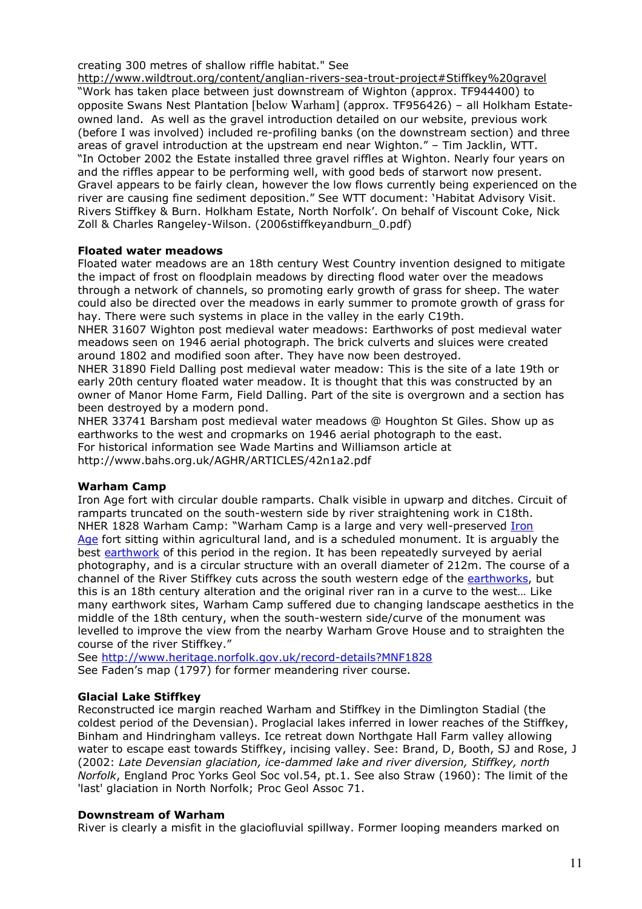creating 300 metres of shallow riffle habitat." See http://www.wildtrout.org/content/anglian-rivers-sea-trout-project#Stiffkey%20gravel

"Work has taken place between just downstream of Wighton (approx. TF944400) to opposite Swans Nest Plantation [below Warham] (approx. TF956426) – all Holkham Estate-owned land. As well as the gravel introduction detailed on our website, previous work (before I was involved) included re-profiling banks (on the downstream section) and three areas of gravel introduction at the upstream end near Wighton." – Tim Jacklin, WTT.

"In October 2002 the Estate installed three gravel riffles at Wighton. Nearly four years on and the riffles appear to be performing well, with good beds of starwort now present. Gravel appears to be fairly clean, however the low flows currently being experienced on the river are causing fine sediment deposition." See WTT document: 'Habitat Advisory Visit. Rivers Stiffkey & Burn. Holkham Estate, North Norfolk'. On behalf of Viscount Coke, Nick Zoll & Charles Rangeley-Wilson. (2006stiffkeyandburn_0.pdf)

**Floated water meadows**

Floated water meadows are an 18th century West Country invention designed to mitigate the impact of frost on floodplain meadows by directing flood water over the meadows through a network of channels, so promoting early growth of grass for sheep. The water could also be directed over the meadows in early summer to promote growth of grass for hay. There were such systems in place in the valley in the early C19th.

NHER 31607 Wighton post medieval water meadows: Earthworks of post medieval water meadows seen on 1946 aerial photograph. The brick culverts and sluices were created around 1802 and modified soon after. They have now been destroyed.

NHER 31890 Field Dalling post medieval water meadow: This is the site of a late 19th or early 20th century floated water meadow. It is thought that this was constructed by an owner of Manor Home Farm, Field Dalling. Part of the site is overgrown and a section has been destroyed by a modern pond.

NHER 33741 Barsham post medieval water meadows @ Houghton St Giles. Show up as earthworks to the west and cropmarks on 1946 aerial photograph to the east.

For historical information see Wade Martins and Williamson article at http://www.bahs.org.uk/AGHR/ARTICLES/42n1a2.pdf

**Warham Camp**

Iron Age fort with circular double ramparts. Chalk visible in upwarp and ditches. Circuit of ramparts truncated on the south-western side by river straightening work in C18th.

NHER 1828 Warham Camp: "Warham Camp is a large and very well-preserved Iron Age fort sitting within agricultural land, and is a scheduled monument. It is arguably the best earthwork of this period in the region. It has been repeatedly surveyed by aerial photography, and is a circular structure with an overall diameter of 212m. The course of a channel of the River Stiffkey cuts across the south western edge of the earthworks, but this is an 18th century alteration and the original river ran in a curve to the west… Like many earthwork sites, Warham Camp suffered due to changing landscape aesthetics in the middle of the 18th century, when the south-western side/curve of the monument was levelled to improve the view from the nearby Warham Grove House and to straighten the course of the river Stiffkey."

See http://www.heritage.norfolk.gov.uk/record-details?MNF1828

See Faden's map (1797) for former meandering river course.

**Glacial Lake Stiffkey**

Reconstructed ice margin reached Warham and Stiffkey in the Dimlington Stadial (the coldest period of the Devensian). Proglacial lakes inferred in lower reaches of the Stiffkey, Binham and Hindringham valleys. Ice retreat down Northgate Hall Farm valley allowing water to escape east towards Stiffkey, incising valley. See: Brand, D, Booth, SJ and Rose, J (2002: *Late Devensian glaciation, ice-dammed lake and river diversion, Stiffkey, north Norfolk*, England Proc Yorks Geol Soc vol.54, pt.1. See also Straw (1960): The limit of the 'last' glaciation in North Norfolk; Proc Geol Assoc 71.

**Downstream of Warham**

River is clearly a misfit in the glaciofluvial spillway. Former looping meanders marked on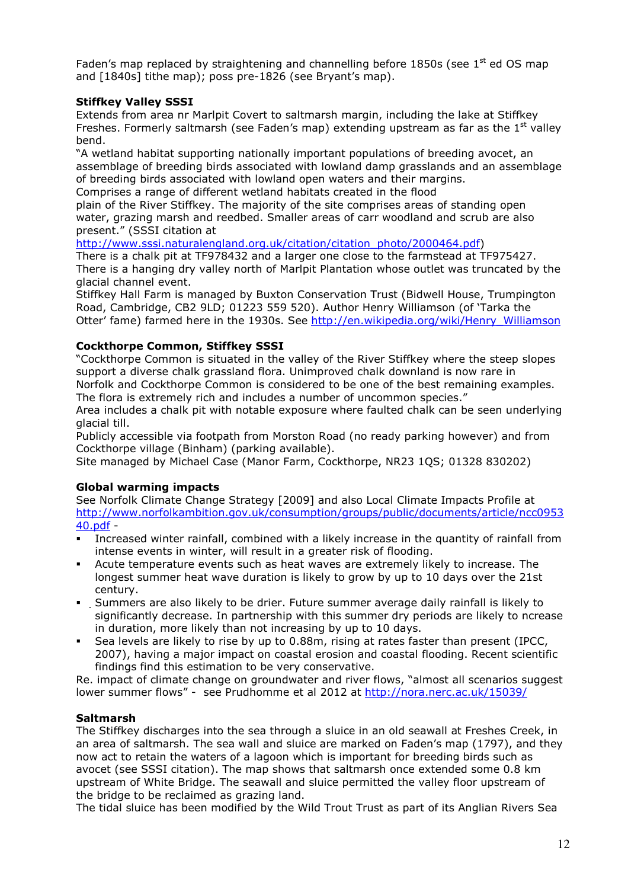Faden's map replaced by straightening and channelling before 1850s (see 1st ed OS map and [1840s] tithe map); poss pre-1826 (see Bryant's map).

**Stiffkey Valley SSSI**

Extends from area nr Marlpit Covert to saltmarsh margin, including the lake at Stiffkey Freshes. Formerly saltmarsh (see Faden's map) extending upstream as far as the 1st valley bend.

"A wetland habitat supporting nationally important populations of breeding avocet, an assemblage of breeding birds associated with lowland damp grasslands and an assemblage of breeding birds associated with lowland open waters and their margins.
Comprises a range of different wetland habitats created in the flood plain of the River Stiffkey. The majority of the site comprises areas of standing open water, grazing marsh and reedbed. Smaller areas of carr woodland and scrub are also present." (SSSI citation at http://www.sssi.naturalengland.org.uk/citation/citation_photo/2000464.pdf)

There is a chalk pit at TF978432 and a larger one close to the farmstead at TF975427.
There is a hanging dry valley north of Marlpit Plantation whose outlet was truncated by the glacial channel event.

Stiffkey Hall Farm is managed by Buxton Conservation Trust (Bidwell House, Trumpington Road, Cambridge, CB2 9LD; 01223 559 520). Author Henry Williamson (of 'Tarka the Otter' fame) farmed here in the 1930s. See http://en.wikipedia.org/wiki/Henry_Williamson

**Cockthorpe Common, Stiffkey SSSI**

"Cockthorpe Common is situated in the valley of the River Stiffkey where the steep slopes support a diverse chalk grassland flora. Unimproved chalk downland is now rare in Norfolk and Cockthorpe Common is considered to be one of the best remaining examples. The flora is extremely rich and includes a number of uncommon species."

Area includes a chalk pit with notable exposure where faulted chalk can be seen underlying glacial till.

Publicly accessible via footpath from Morston Road (no ready parking however) and from Cockthorpe village (Binham) (parking available).

Site managed by Michael Case (Manor Farm, Cockthorpe, NR23 1QS; 01328 830202)

**Global warming impacts**

See Norfolk Climate Change Strategy [2009] and also Local Climate Impacts Profile at http://www.norfolkambition.gov.uk/consumption/groups/public/documents/article/ncc095340.pdf -

- Increased winter rainfall, combined with a likely increase in the quantity of rainfall from intense events in winter, will result in a greater risk of flooding.
- Acute temperature events such as heat waves are extremely likely to increase. The longest summer heat wave duration is likely to grow by up to 10 days over the 21st century.
- Summers are also likely to be drier. Future summer average daily rainfall is likely to significantly decrease. In partnership with this summer dry periods are likely to ncrease in duration, more likely than not increasing by up to 10 days.
- Sea levels are likely to rise by up to 0.88m, rising at rates faster than present (IPCC, 2007), having a major impact on coastal erosion and coastal flooding. Recent scientific findings find this estimation to be very conservative.

Re. impact of climate change on groundwater and river flows, "almost all scenarios suggest lower summer flows" - see Prudhomme et al 2012 at http://nora.nerc.ac.uk/15039/

**Saltmarsh**

The Stiffkey discharges into the sea through a sluice in an old seawall at Freshes Creek, in an area of saltmarsh. The sea wall and sluice are marked on Faden's map (1797), and they now act to retain the waters of a lagoon which is important for breeding birds such as avocet (see SSSI citation). The map shows that saltmarsh once extended some 0.8 km upstream of White Bridge. The seawall and sluice permitted the valley floor upstream of the bridge to be reclaimed as grazing land.

The tidal sluice has been modified by the Wild Trout Trust as part of its Anglian Rivers Sea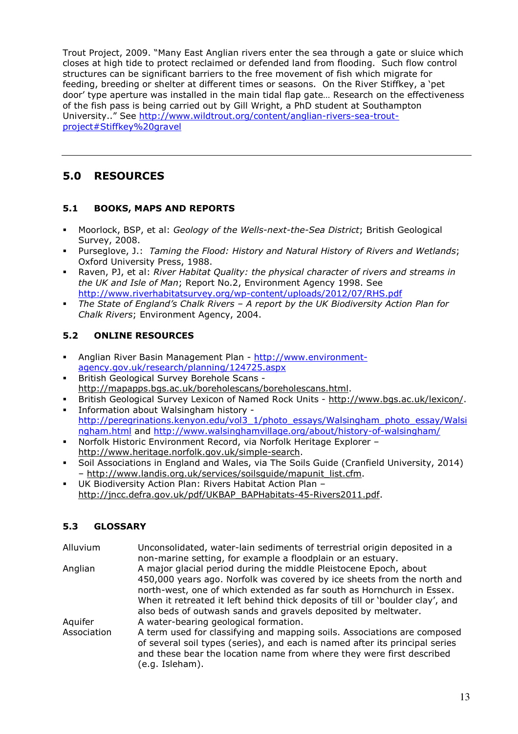Trout Project, 2009. "Many East Anglian rivers enter the sea through a gate or sluice which closes at high tide to protect reclaimed or defended land from flooding. Such flow control structures can be significant barriers to the free movement of fish which migrate for feeding, breeding or shelter at different times or seasons. On the River Stiffkey, a 'pet door' type aperture was installed in the main tidal flap gate… Research on the effectiveness of the fish pass is being carried out by Gill Wright, a PhD student at Southampton University.." See http://www.wildtrout.org/content/anglian-rivers-sea-trout-project#Stiffkey%20gravel

---

## 5.0 RESOURCES

### 5.1 BOOKS, MAPS AND REPORTS

- Moorlock, BSP, et al: *Geology of the Wells-next-the-Sea District*; British Geological Survey, 2008.
- Purseglove, J.: *Taming the Flood: History and Natural History of Rivers and Wetlands*; Oxford University Press, 1988.
- Raven, PJ, et al: *River Habitat Quality: the physical character of rivers and streams in the UK and Isle of Man*; Report No.2, Environment Agency 1998. See http://www.riverhabitatsurvey.org/wp-content/uploads/2012/07/RHS.pdf
- *The State of England's Chalk Rivers – A report by the UK Biodiversity Action Plan for Chalk Rivers*; Environment Agency, 2004.

### 5.2 ONLINE RESOURCES

- Anglian River Basin Management Plan - http://www.environment-agency.gov.uk/research/planning/124725.aspx
- British Geological Survey Borehole Scans - http://mapapps.bgs.ac.uk/boreholescans/boreholescans.html.
- British Geological Survey Lexicon of Named Rock Units - http://www.bgs.ac.uk/lexicon/.
- Information about Walsingham history - http://peregrinations.kenyon.edu/vol3_1/photo_essays/Walsingham_photo_essay/Walsingham.html and http://www.walsinghamvillage.org/about/history-of-walsingham/
- Norfolk Historic Environment Record, via Norfolk Heritage Explorer – http://www.heritage.norfolk.gov.uk/simple-search.
- Soil Associations in England and Wales, via The Soils Guide (Cranfield University, 2014) – http://www.landis.org.uk/services/soilsguide/mapunit_list.cfm.
- UK Biodiversity Action Plan: Rivers Habitat Action Plan – http://jncc.defra.gov.uk/pdf/UKBAP_BAPHabitats-45-Rivers2011.pdf.

### 5.3 GLOSSARY

| | |
|---|---|
| Alluvium | Unconsolidated, water-lain sediments of terrestrial origin deposited in a non-marine setting, for example a floodplain or an estuary. |
| Anglian | A major glacial period during the middle Pleistocene Epoch, about 450,000 years ago. Norfolk was covered by ice sheets from the north and north-west, one of which extended as far south as Hornchurch in Essex. When it retreated it left behind thick deposits of till or 'boulder clay', and also beds of outwash sands and gravels deposited by meltwater. |
| Aquifer | A water-bearing geological formation. |
| Association | A term used for classifying and mapping soils. Associations are composed of several soil types (series), and each is named after its principal series and these bear the location name from where they were first described (e.g. Isleham). |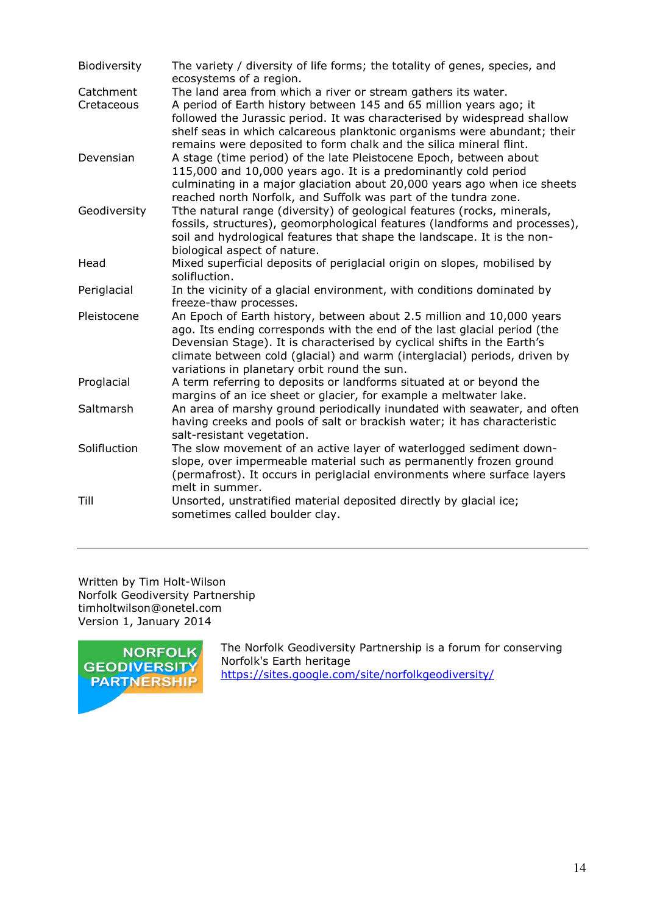| | |
|---|---|
| Biodiversity | The variety / diversity of life forms; the totality of genes, species, and ecosystems of a region. |
| Catchment | The land area from which a river or stream gathers its water. |
| Cretaceous | A period of Earth history between 145 and 65 million years ago; it followed the Jurassic period. It was characterised by widespread shallow shelf seas in which calcareous planktonic organisms were abundant; their remains were deposited to form chalk and the silica mineral flint. |
| Devensian | A stage (time period) of the late Pleistocene Epoch, between about 115,000 and 10,000 years ago. It is a predominantly cold period culminating in a major glaciation about 20,000 years ago when ice sheets reached north Norfolk, and Suffolk was part of the tundra zone. |
| Geodiversity | Tthe natural range (diversity) of geological features (rocks, minerals, fossils, structures), geomorphological features (landforms and processes), soil and hydrological features that shape the landscape. It is the non-biological aspect of nature. |
| Head | Mixed superficial deposits of periglacial origin on slopes, mobilised by solifluction. |
| Periglacial | In the vicinity of a glacial environment, with conditions dominated by freeze-thaw processes. |
| Pleistocene | An Epoch of Earth history, between about 2.5 million and 10,000 years ago. Its ending corresponds with the end of the last glacial period (the Devensian Stage). It is characterised by cyclical shifts in the Earth's climate between cold (glacial) and warm (interglacial) periods, driven by variations in planetary orbit round the sun. |
| Proglacial | A term referring to deposits or landforms situated at or beyond the margins of an ice sheet or glacier, for example a meltwater lake. |
| Saltmarsh | An area of marshy ground periodically inundated with seawater, and often having creeks and pools of salt or brackish water; it has characteristic salt-resistant vegetation. |
| Solifluction | The slow movement of an active layer of waterlogged sediment down-slope, over impermeable material such as permanently frozen ground (permafrost). It occurs in periglacial environments where surface layers melt in summer. |
| Till | Unsorted, unstratified material deposited directly by glacial ice; sometimes called boulder clay. |

---

Written by Tim Holt-Wilson
Norfolk Geodiversity Partnership
timholtwilson@onetel.com
Version 1, January 2014

NORFOLK GEODIVERSITY PARTNERSHIP

The Norfolk Geodiversity Partnership is a forum for conserving Norfolk's Earth heritage
https://sites.google.com/site/norfolkgeodiversity/